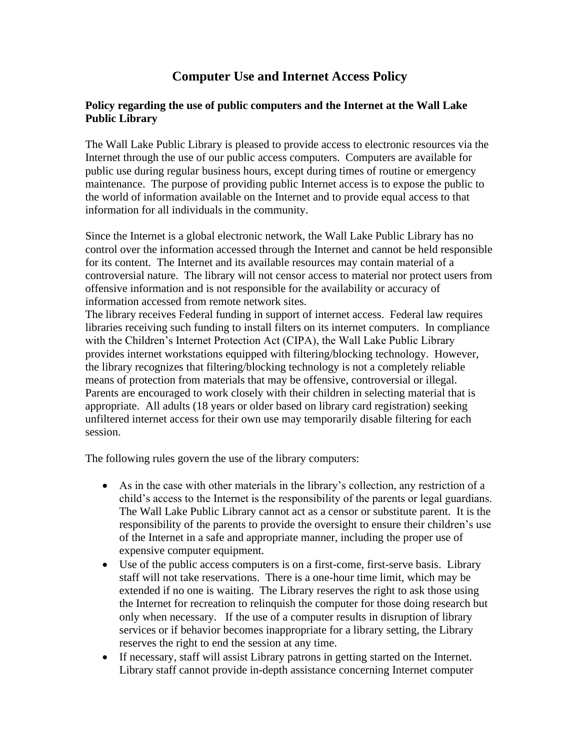# Computer Use and Internet Access Policy

### Policy regarding the use of public computers and the Internet at the Wall Lake Public Library

The Wall Lake Public Library is pleased to provide access to electronic resources via the Internet through the use of our public access computers. Computers are available for public use during regular business hours, except during times of routine or emergency maintenance. The purpose of providing public Internet access is to expose the public to the world of information available on the Internet and to provide equal access to that information for all individuals in the community.

Since the Internet is a global electronic network, the Wall Lake Public Library has no control over the information accessed through the Internet and cannot be held responsible for its content. The Internet and its available resources may contain material of a controversial nature. The library will not censor access to material nor protect users from offensive information and is not responsible for the availability or accuracy of information accessed from remote network sites.
The library receives Federal funding in support of internet access. Federal law requires libraries receiving such funding to install filters on its internet computers. In compliance with the Children's Internet Protection Act (CIPA), the Wall Lake Public Library provides internet workstations equipped with filtering/blocking technology. However, the library recognizes that filtering/blocking technology is not a completely reliable means of protection from materials that may be offensive, controversial or illegal. Parents are encouraged to work closely with their children in selecting material that is appropriate. All adults (18 years or older based on library card registration) seeking unfiltered internet access for their own use may temporarily disable filtering for each session.

The following rules govern the use of the library computers:

- As in the case with other materials in the library's collection, any restriction of a child's access to the Internet is the responsibility of the parents or legal guardians. The Wall Lake Public Library cannot act as a censor or substitute parent. It is the responsibility of the parents to provide the oversight to ensure their children's use of the Internet in a safe and appropriate manner, including the proper use of expensive computer equipment.
- Use of the public access computers is on a first-come, first-serve basis. Library staff will not take reservations. There is a one-hour time limit, which may be extended if no one is waiting. The Library reserves the right to ask those using the Internet for recreation to relinquish the computer for those doing research but only when necessary. If the use of a computer results in disruption of library services or if behavior becomes inappropriate for a library setting, the Library reserves the right to end the session at any time.
- If necessary, staff will assist Library patrons in getting started on the Internet. Library staff cannot provide in-depth assistance concerning Internet computer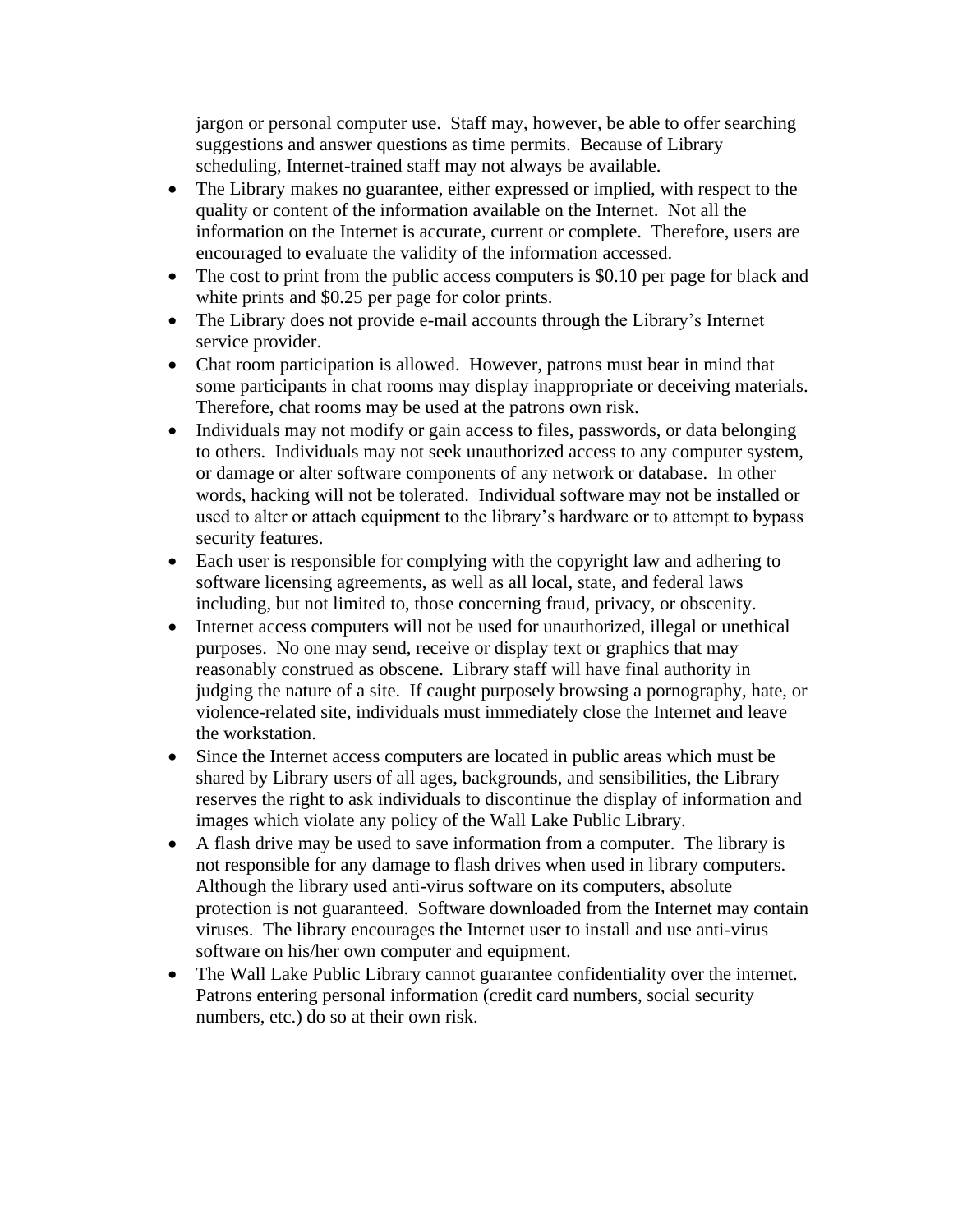jargon or personal computer use. Staff may, however, be able to offer searching suggestions and answer questions as time permits. Because of Library scheduling, Internet-trained staff may not always be available.

- The Library makes no guarantee, either expressed or implied, with respect to the quality or content of the information available on the Internet. Not all the information on the Internet is accurate, current or complete. Therefore, users are encouraged to evaluate the validity of the information accessed.
- The cost to print from the public access computers is $0.10 per page for black and white prints and $0.25 per page for color prints.
- The Library does not provide e-mail accounts through the Library's Internet service provider.
- Chat room participation is allowed. However, patrons must bear in mind that some participants in chat rooms may display inappropriate or deceiving materials. Therefore, chat rooms may be used at the patrons own risk.
- Individuals may not modify or gain access to files, passwords, or data belonging to others. Individuals may not seek unauthorized access to any computer system, or damage or alter software components of any network or database. In other words, hacking will not be tolerated. Individual software may not be installed or used to alter or attach equipment to the library's hardware or to attempt to bypass security features.
- Each user is responsible for complying with the copyright law and adhering to software licensing agreements, as well as all local, state, and federal laws including, but not limited to, those concerning fraud, privacy, or obscenity.
- Internet access computers will not be used for unauthorized, illegal or unethical purposes. No one may send, receive or display text or graphics that may reasonably construed as obscene. Library staff will have final authority in judging the nature of a site. If caught purposely browsing a pornography, hate, or violence-related site, individuals must immediately close the Internet and leave the workstation.
- Since the Internet access computers are located in public areas which must be shared by Library users of all ages, backgrounds, and sensibilities, the Library reserves the right to ask individuals to discontinue the display of information and images which violate any policy of the Wall Lake Public Library.
- A flash drive may be used to save information from a computer. The library is not responsible for any damage to flash drives when used in library computers. Although the library used anti-virus software on its computers, absolute protection is not guaranteed. Software downloaded from the Internet may contain viruses. The library encourages the Internet user to install and use anti-virus software on his/her own computer and equipment.
- The Wall Lake Public Library cannot guarantee confidentiality over the internet. Patrons entering personal information (credit card numbers, social security numbers, etc.) do so at their own risk.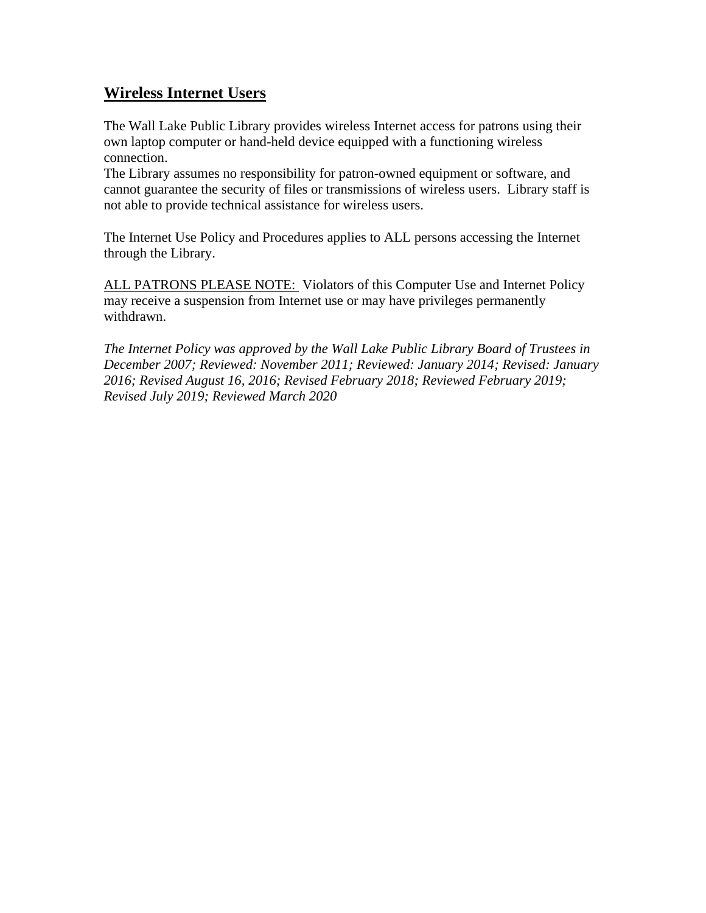## Wireless Internet Users

The Wall Lake Public Library provides wireless Internet access for patrons using their own laptop computer or hand-held device equipped with a functioning wireless connection.
The Library assumes no responsibility for patron-owned equipment or software, and cannot guarantee the security of files or transmissions of wireless users. Library staff is not able to provide technical assistance for wireless users.

The Internet Use Policy and Procedures applies to ALL persons accessing the Internet through the Library.

<u>ALL PATRONS PLEASE NOTE:</u> Violators of this Computer Use and Internet Policy may receive a suspension from Internet use or may have privileges permanently withdrawn.

*The Internet Policy was approved by the Wall Lake Public Library Board of Trustees in December 2007; Reviewed: November 2011; Reviewed: January 2014; Revised: January 2016; Revised August 16, 2016; Revised February 2018; Reviewed February 2019; Revised July 2019; Reviewed March 2020*